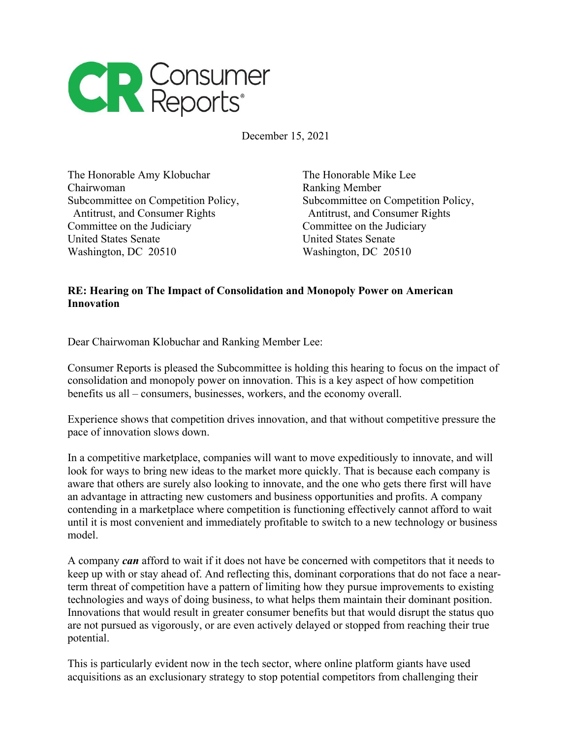December 15, 2021

The Honorable Amy Klobuchar
Chairwoman
Subcommittee on Competition Policy, Antitrust, and Consumer Rights
Committee on the Judiciary
United States Senate
Washington, DC 20510

The Honorable Mike Lee
Ranking Member
Subcommittee on Competition Policy, Antitrust, and Consumer Rights
Committee on the Judiciary
United States Senate
Washington, DC 20510

**RE: Hearing on The Impact of Consolidation and Monopoly Power on American Innovation**

Dear Chairwoman Klobuchar and Ranking Member Lee:

Consumer Reports is pleased the Subcommittee is holding this hearing to focus on the impact of consolidation and monopoly power on innovation. This is a key aspect of how competition benefits us all – consumers, businesses, workers, and the economy overall.

Experience shows that competition drives innovation, and that without competitive pressure the pace of innovation slows down.

In a competitive marketplace, companies will want to move expeditiously to innovate, and will look for ways to bring new ideas to the market more quickly. That is because each company is aware that others are surely also looking to innovate, and the one who gets there first will have an advantage in attracting new customers and business opportunities and profits. A company contending in a marketplace where competition is functioning effectively cannot afford to wait until it is most convenient and immediately profitable to switch to a new technology or business model.

A company ***can*** afford to wait if it does not have be concerned with competitors that it needs to keep up with or stay ahead of. And reflecting this, dominant corporations that do not face a near-term threat of competition have a pattern of limiting how they pursue improvements to existing technologies and ways of doing business, to what helps them maintain their dominant position. Innovations that would result in greater consumer benefits but that would disrupt the status quo are not pursued as vigorously, or are even actively delayed or stopped from reaching their true potential.

This is particularly evident now in the tech sector, where online platform giants have used acquisitions as an exclusionary strategy to stop potential competitors from challenging their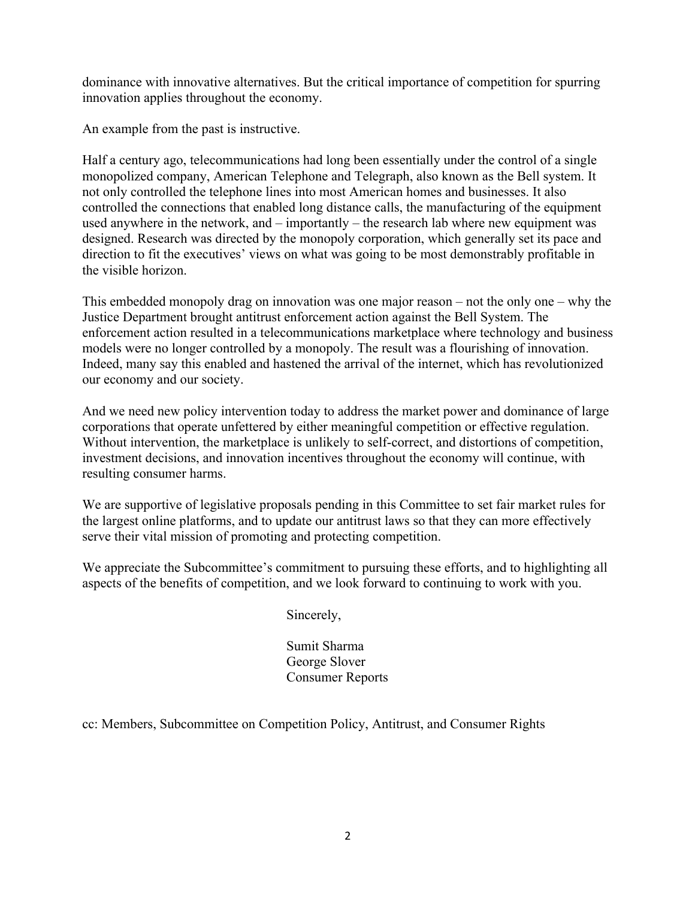dominance with innovative alternatives. But the critical importance of competition for spurring innovation applies throughout the economy.

An example from the past is instructive.

Half a century ago, telecommunications had long been essentially under the control of a single monopolized company, American Telephone and Telegraph, also known as the Bell system. It not only controlled the telephone lines into most American homes and businesses. It also controlled the connections that enabled long distance calls, the manufacturing of the equipment used anywhere in the network, and – importantly – the research lab where new equipment was designed. Research was directed by the monopoly corporation, which generally set its pace and direction to fit the executives' views on what was going to be most demonstrably profitable in the visible horizon.

This embedded monopoly drag on innovation was one major reason – not the only one – why the Justice Department brought antitrust enforcement action against the Bell System. The enforcement action resulted in a telecommunications marketplace where technology and business models were no longer controlled by a monopoly. The result was a flourishing of innovation. Indeed, many say this enabled and hastened the arrival of the internet, which has revolutionized our economy and our society.

And we need new policy intervention today to address the market power and dominance of large corporations that operate unfettered by either meaningful competition or effective regulation. Without intervention, the marketplace is unlikely to self-correct, and distortions of competition, investment decisions, and innovation incentives throughout the economy will continue, with resulting consumer harms.

We are supportive of legislative proposals pending in this Committee to set fair market rules for the largest online platforms, and to update our antitrust laws so that they can more effectively serve their vital mission of promoting and protecting competition.

We appreciate the Subcommittee's commitment to pursuing these efforts, and to highlighting all aspects of the benefits of competition, and we look forward to continuing to work with you.

Sincerely,

Sumit Sharma
George Slover
Consumer Reports

cc: Members, Subcommittee on Competition Policy, Antitrust, and Consumer Rights